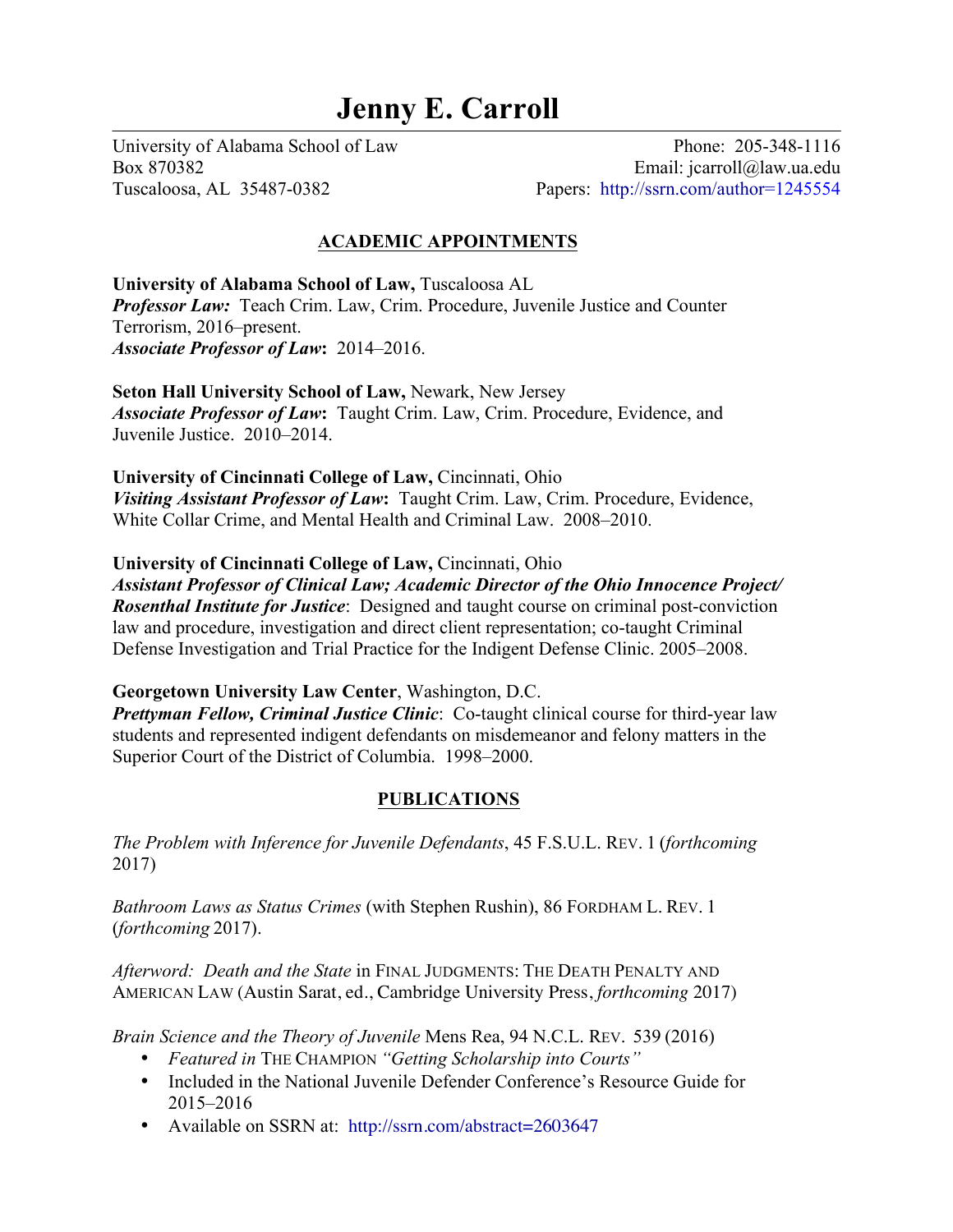# Jenny E. Carroll

University of Alabama School of Law
Box 870382
Tuscaloosa, AL 35487-0382

Phone: 205-348-1116
Email: jcarroll@law.ua.edu
Papers: http://ssrn.com/author=1245554

## ACADEMIC APPOINTMENTS

**University of Alabama School of Law,** Tuscaloosa AL
***Professor Law:*** Teach Crim. Law, Crim. Procedure, Juvenile Justice and Counter Terrorism, 2016–present.
***Associate Professor of Law*:** 2014–2016.

**Seton Hall University School of Law,** Newark, New Jersey
***Associate Professor of Law*:** Taught Crim. Law, Crim. Procedure, Evidence, and Juvenile Justice. 2010–2014.

**University of Cincinnati College of Law,** Cincinnati, Ohio
***Visiting Assistant Professor of Law*:** Taught Crim. Law, Crim. Procedure, Evidence, White Collar Crime, and Mental Health and Criminal Law. 2008–2010.

**University of Cincinnati College of Law,** Cincinnati, Ohio
***Assistant Professor of Clinical Law; Academic Director of the Ohio Innocence Project/ Rosenthal Institute for Justice***: Designed and taught course on criminal post-conviction law and procedure, investigation and direct client representation; co-taught Criminal Defense Investigation and Trial Practice for the Indigent Defense Clinic. 2005–2008.

**Georgetown University Law Center**, Washington, D.C.
***Prettyman Fellow, Criminal Justice Clinic***: Co-taught clinical course for third-year law students and represented indigent defendants on misdemeanor and felony matters in the Superior Court of the District of Columbia. 1998–2000.

## PUBLICATIONS

*The Problem with Inference for Juvenile Defendants*, 45 F.S.U.L. REV. 1 (*forthcoming* 2017)

*Bathroom Laws as Status Crimes* (with Stephen Rushin), 86 FORDHAM L. REV. 1 (*forthcoming* 2017).

*Afterword: Death and the State* in FINAL JUDGMENTS: THE DEATH PENALTY AND AMERICAN LAW (Austin Sarat, ed., Cambridge University Press, *forthcoming* 2017)

*Brain Science and the Theory of Juvenile* Mens Rea, 94 N.C.L. REV. 539 (2016)

- *Featured in* THE CHAMPION *"Getting Scholarship into Courts"*
- Included in the National Juvenile Defender Conference's Resource Guide for 2015–2016
- Available on SSRN at: http://ssrn.com/abstract=2603647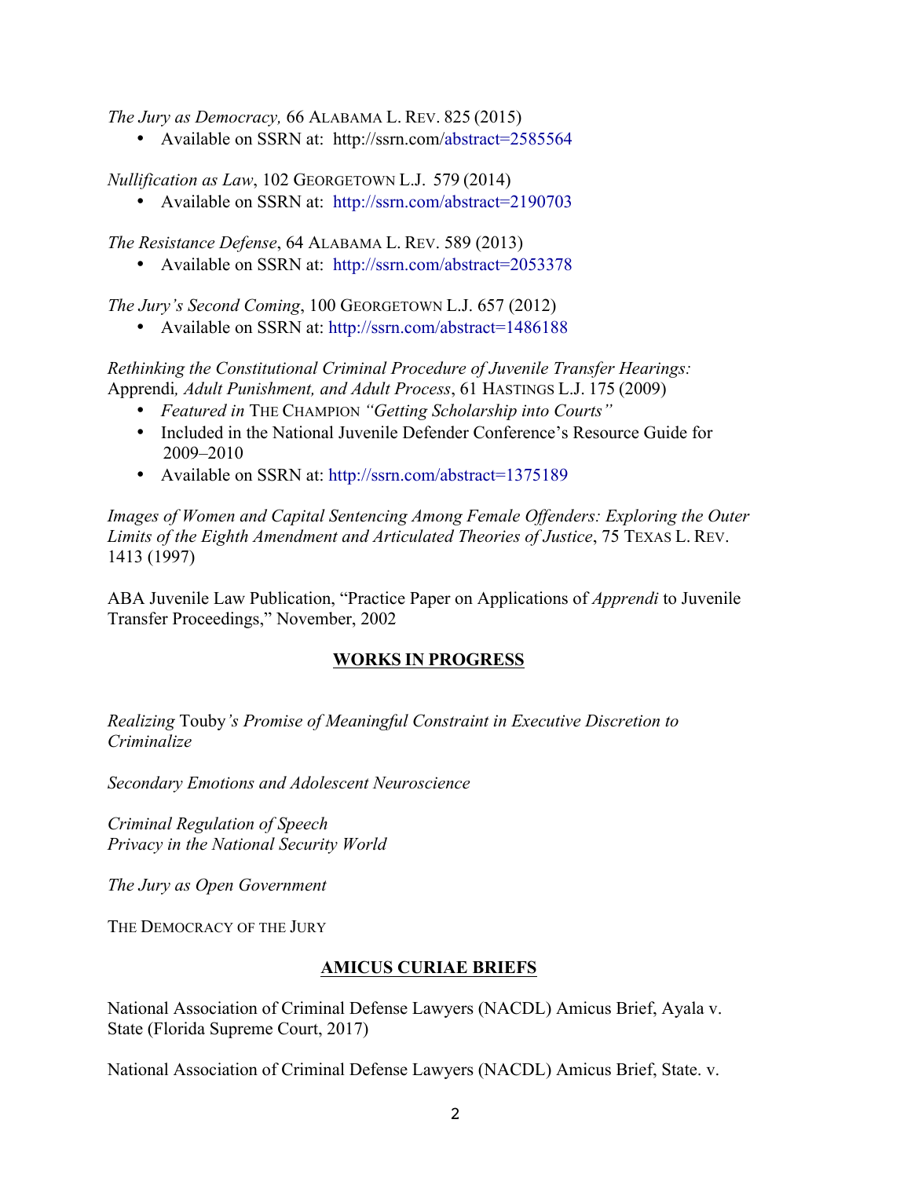*The Jury as Democracy,* 66 ALABAMA L. REV. 825 (2015)

- Available on SSRN at: http://ssrn.com/abstract=2585564

*Nullification as Law*, 102 GEORGETOWN L.J. 579 (2014)

- Available on SSRN at: http://ssrn.com/abstract=2190703

*The Resistance Defense*, 64 ALABAMA L. REV. 589 (2013)

- Available on SSRN at: http://ssrn.com/abstract=2053378

*The Jury's Second Coming*, 100 GEORGETOWN L.J. 657 (2012)

- Available on SSRN at: http://ssrn.com/abstract=1486188

*Rethinking the Constitutional Criminal Procedure of Juvenile Transfer Hearings:* Apprendi*, Adult Punishment, and Adult Process*, 61 HASTINGS L.J. 175 (2009)

- *Featured in* THE CHAMPION *"Getting Scholarship into Courts"*
- Included in the National Juvenile Defender Conference's Resource Guide for 2009–2010
- Available on SSRN at: http://ssrn.com/abstract=1375189

*Images of Women and Capital Sentencing Among Female Offenders: Exploring the Outer Limits of the Eighth Amendment and Articulated Theories of Justice*, 75 TEXAS L. REV. 1413 (1997)

ABA Juvenile Law Publication, "Practice Paper on Applications of *Apprendi* to Juvenile Transfer Proceedings," November, 2002

## WORKS IN PROGRESS

*Realizing* Touby*'s Promise of Meaningful Constraint in Executive Discretion to Criminalize*

*Secondary Emotions and Adolescent Neuroscience*

*Criminal Regulation of Speech*
*Privacy in the National Security World*

*The Jury as Open Government*

THE DEMOCRACY OF THE JURY

## AMICUS CURIAE BRIEFS

National Association of Criminal Defense Lawyers (NACDL) Amicus Brief, Ayala v. State (Florida Supreme Court, 2017)

National Association of Criminal Defense Lawyers (NACDL) Amicus Brief, State. v.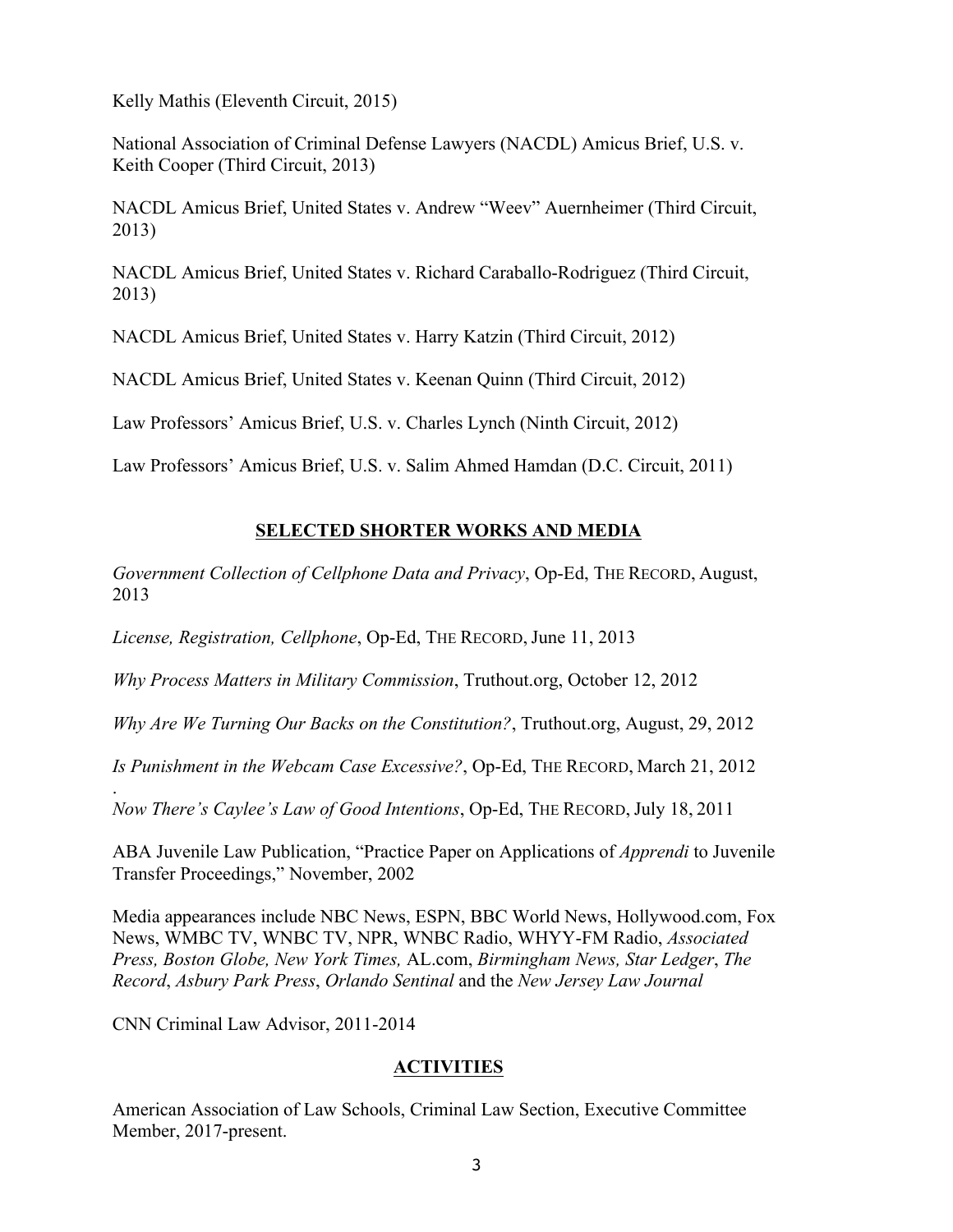Kelly Mathis (Eleventh Circuit, 2015)

National Association of Criminal Defense Lawyers (NACDL) Amicus Brief, U.S. v. Keith Cooper (Third Circuit, 2013)

NACDL Amicus Brief, United States v. Andrew "Weev" Auernheimer (Third Circuit, 2013)

NACDL Amicus Brief, United States v. Richard Caraballo-Rodriguez (Third Circuit, 2013)

NACDL Amicus Brief, United States v. Harry Katzin (Third Circuit, 2012)

NACDL Amicus Brief, United States v. Keenan Quinn (Third Circuit, 2012)

Law Professors' Amicus Brief, U.S. v. Charles Lynch (Ninth Circuit, 2012)

Law Professors' Amicus Brief, U.S. v. Salim Ahmed Hamdan (D.C. Circuit, 2011)

## SELECTED SHORTER WORKS AND MEDIA

*Government Collection of Cellphone Data and Privacy*, Op-Ed, THE RECORD, August, 2013

*License, Registration, Cellphone*, Op-Ed, THE RECORD, June 11, 2013

*Why Process Matters in Military Commission*, Truthout.org, October 12, 2012

*Why Are We Turning Our Backs on the Constitution?*, Truthout.org, August, 29, 2012

*Is Punishment in the Webcam Case Excessive?*, Op-Ed, THE RECORD, March 21, 2012

*Now There's Caylee's Law of Good Intentions*, Op-Ed, THE RECORD, July 18, 2011

ABA Juvenile Law Publication, "Practice Paper on Applications of *Apprendi* to Juvenile Transfer Proceedings," November, 2002

Media appearances include NBC News, ESPN, BBC World News, Hollywood.com, Fox News, WMBC TV, WNBC TV, NPR, WNBC Radio, WHYY-FM Radio, *Associated Press, Boston Globe, New York Times,* AL.com, *Birmingham News, Star Ledger*, *The Record*, *Asbury Park Press*, *Orlando Sentinal* and the *New Jersey Law Journal*

CNN Criminal Law Advisor, 2011-2014

## ACTIVITIES

American Association of Law Schools, Criminal Law Section, Executive Committee Member, 2017-present.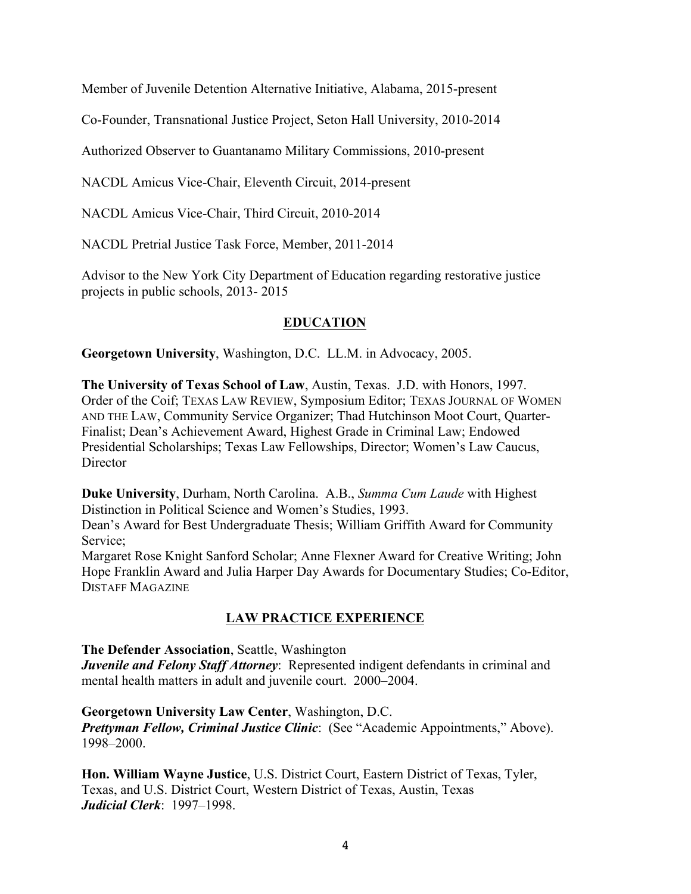Member of Juvenile Detention Alternative Initiative, Alabama, 2015-present

Co-Founder, Transnational Justice Project, Seton Hall University, 2010-2014

Authorized Observer to Guantanamo Military Commissions, 2010-present

NACDL Amicus Vice-Chair, Eleventh Circuit, 2014-present

NACDL Amicus Vice-Chair, Third Circuit, 2010-2014

NACDL Pretrial Justice Task Force, Member, 2011-2014

Advisor to the New York City Department of Education regarding restorative justice projects in public schools, 2013- 2015

## EDUCATION

**Georgetown University**, Washington, D.C. LL.M. in Advocacy, 2005.

**The University of Texas School of Law**, Austin, Texas. J.D. with Honors, 1997. Order of the Coif; TEXAS LAW REVIEW, Symposium Editor; TEXAS JOURNAL OF WOMEN AND THE LAW, Community Service Organizer; Thad Hutchinson Moot Court, Quarter-Finalist; Dean's Achievement Award, Highest Grade in Criminal Law; Endowed Presidential Scholarships; Texas Law Fellowships, Director; Women's Law Caucus, Director

**Duke University**, Durham, North Carolina. A.B., *Summa Cum Laude* with Highest Distinction in Political Science and Women's Studies, 1993.
Dean's Award for Best Undergraduate Thesis; William Griffith Award for Community Service;
Margaret Rose Knight Sanford Scholar; Anne Flexner Award for Creative Writing; John Hope Franklin Award and Julia Harper Day Awards for Documentary Studies; Co-Editor, DISTAFF MAGAZINE

## LAW PRACTICE EXPERIENCE

**The Defender Association**, Seattle, Washington
***Juvenile and Felony Staff Attorney***: Represented indigent defendants in criminal and mental health matters in adult and juvenile court. 2000–2004.

**Georgetown University Law Center**, Washington, D.C.
***Prettyman Fellow, Criminal Justice Clinic***: (See "Academic Appointments," Above). 1998–2000.

**Hon. William Wayne Justice**, U.S. District Court, Eastern District of Texas, Tyler, Texas, and U.S. District Court, Western District of Texas, Austin, Texas
***Judicial Clerk***: 1997–1998.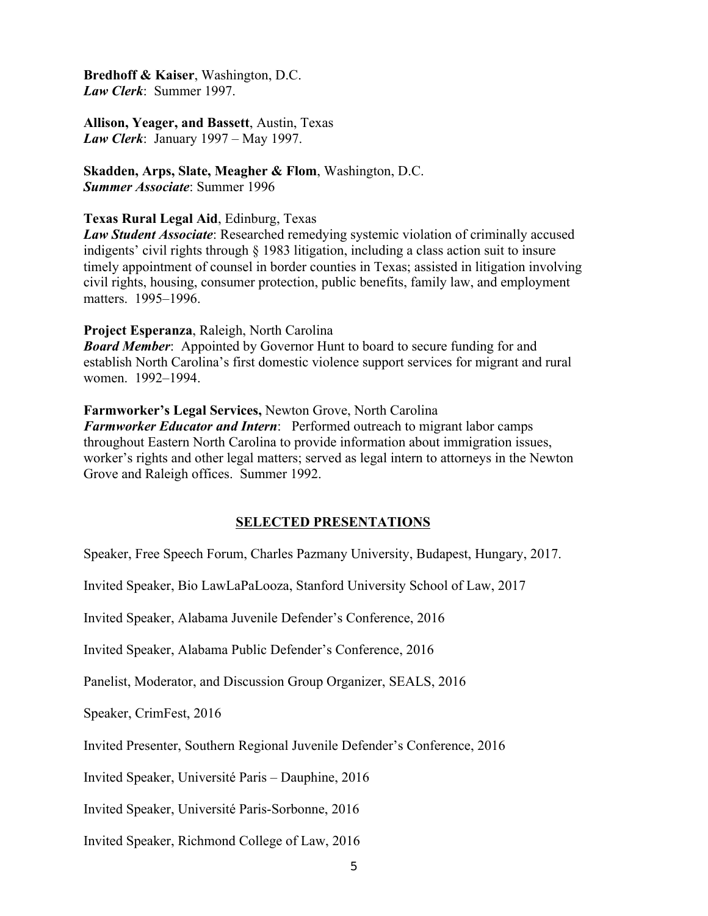**Bredhoff & Kaiser**, Washington, D.C.
***Law Clerk***: Summer 1997.

**Allison, Yeager, and Bassett**, Austin, Texas
***Law Clerk***: January 1997 – May 1997.

**Skadden, Arps, Slate, Meagher & Flom**, Washington, D.C.
***Summer Associate***: Summer 1996

**Texas Rural Legal Aid**, Edinburg, Texas
***Law Student Associate***: Researched remedying systemic violation of criminally accused indigents' civil rights through § 1983 litigation, including a class action suit to insure timely appointment of counsel in border counties in Texas; assisted in litigation involving civil rights, housing, consumer protection, public benefits, family law, and employment matters. 1995–1996.

**Project Esperanza**, Raleigh, North Carolina
***Board Member***: Appointed by Governor Hunt to board to secure funding for and establish North Carolina's first domestic violence support services for migrant and rural women. 1992–1994.

**Farmworker's Legal Services,** Newton Grove, North Carolina
***Farmworker Educator and Intern***: Performed outreach to migrant labor camps throughout Eastern North Carolina to provide information about immigration issues, worker's rights and other legal matters; served as legal intern to attorneys in the Newton Grove and Raleigh offices. Summer 1992.

## SELECTED PRESENTATIONS

Speaker, Free Speech Forum, Charles Pazmany University, Budapest, Hungary, 2017.

Invited Speaker, Bio LawLaPaLooza, Stanford University School of Law, 2017

Invited Speaker, Alabama Juvenile Defender's Conference, 2016

Invited Speaker, Alabama Public Defender's Conference, 2016

Panelist, Moderator, and Discussion Group Organizer, SEALS, 2016

Speaker, CrimFest, 2016

Invited Presenter, Southern Regional Juvenile Defender's Conference, 2016

Invited Speaker, Université Paris – Dauphine, 2016

Invited Speaker, Université Paris-Sorbonne, 2016

Invited Speaker, Richmond College of Law, 2016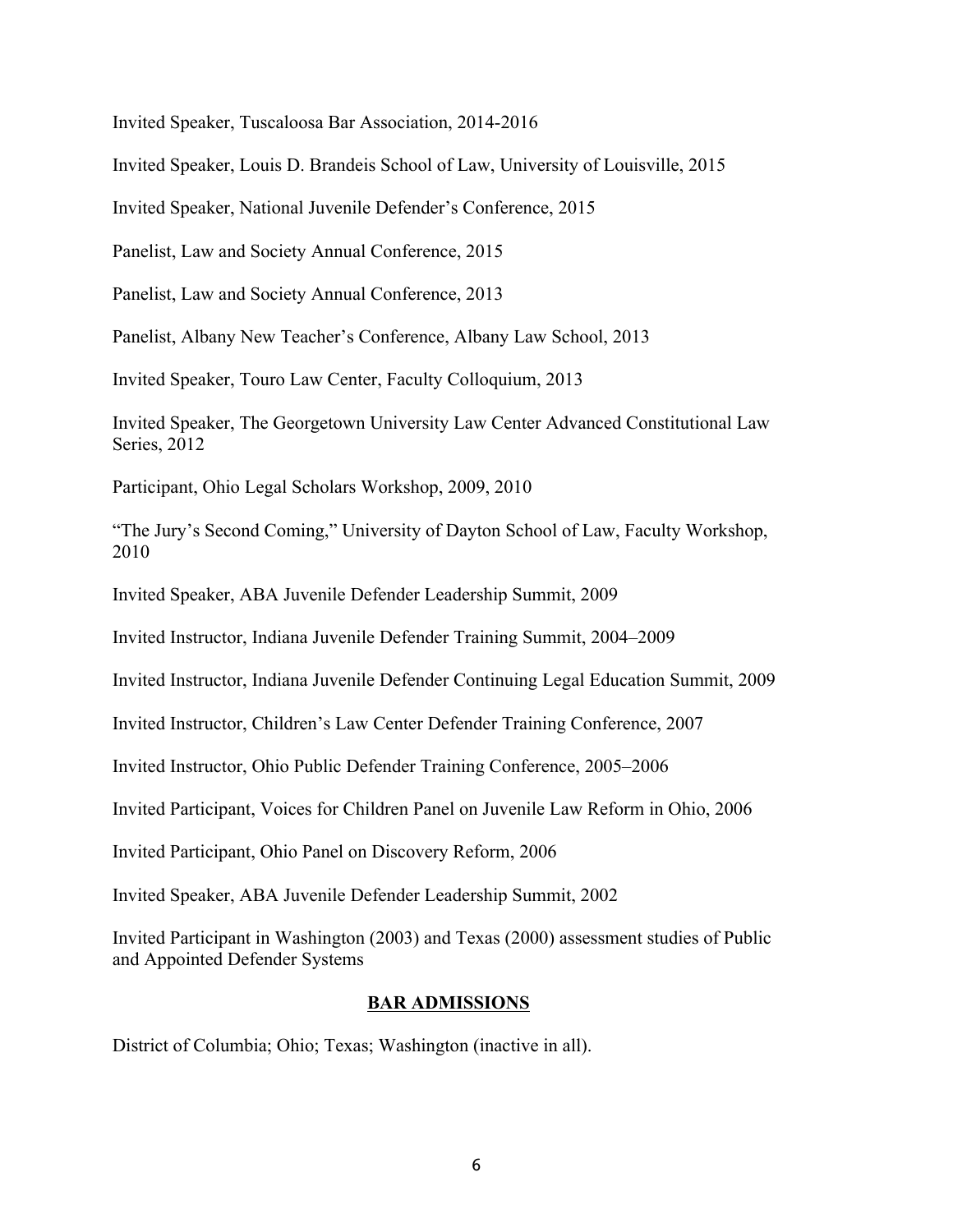Invited Speaker, Tuscaloosa Bar Association, 2014-2016

Invited Speaker, Louis D. Brandeis School of Law, University of Louisville, 2015

Invited Speaker, National Juvenile Defender's Conference, 2015

Panelist, Law and Society Annual Conference, 2015

Panelist, Law and Society Annual Conference, 2013

Panelist, Albany New Teacher's Conference, Albany Law School, 2013

Invited Speaker, Touro Law Center, Faculty Colloquium, 2013

Invited Speaker, The Georgetown University Law Center Advanced Constitutional Law Series, 2012

Participant, Ohio Legal Scholars Workshop, 2009, 2010

"The Jury's Second Coming," University of Dayton School of Law, Faculty Workshop, 2010

Invited Speaker, ABA Juvenile Defender Leadership Summit, 2009

Invited Instructor, Indiana Juvenile Defender Training Summit, 2004–2009

Invited Instructor, Indiana Juvenile Defender Continuing Legal Education Summit, 2009

Invited Instructor, Children's Law Center Defender Training Conference, 2007

Invited Instructor, Ohio Public Defender Training Conference, 2005–2006

Invited Participant, Voices for Children Panel on Juvenile Law Reform in Ohio, 2006

Invited Participant, Ohio Panel on Discovery Reform, 2006

Invited Speaker, ABA Juvenile Defender Leadership Summit, 2002

Invited Participant in Washington (2003) and Texas (2000) assessment studies of Public and Appointed Defender Systems

## BAR ADMISSIONS

District of Columbia; Ohio; Texas; Washington (inactive in all).